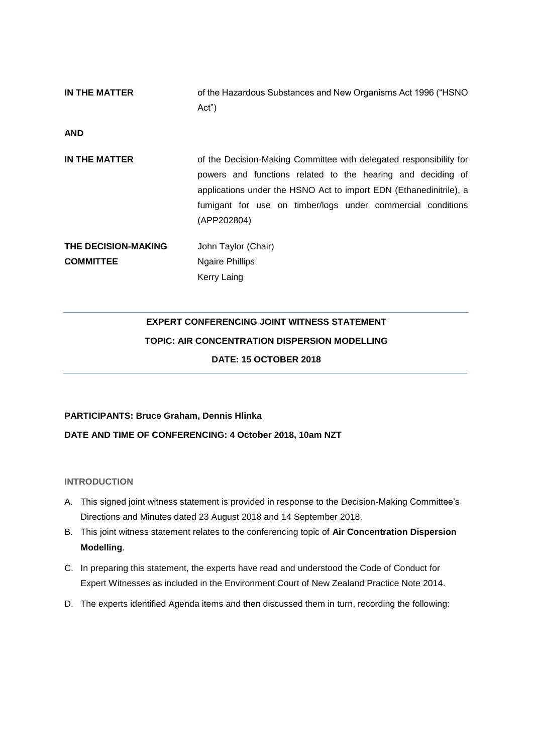| | |
|---|---|
| **IN THE MATTER** | of the Hazardous Substances and New Organisms Act 1996 ("HSNO Act") |
| **AND** | |
| **IN THE MATTER** | of the Decision-Making Committee with delegated responsibility for powers and functions related to the hearing and deciding of applications under the HSNO Act to import EDN (Ethanedinitrile), a fumigant for use on timber/logs under commercial conditions (APP202804) |
| **THE DECISION-MAKING COMMITTEE** | John Taylor (Chair)<br>Ngaire Phillips<br>Kerry Laing |

---

**EXPERT CONFERENCING JOINT WITNESS STATEMENT**

**TOPIC: AIR CONCENTRATION DISPERSION MODELLING**

**DATE: 15 OCTOBER 2018**

---

**PARTICIPANTS: Bruce Graham, Dennis Hlinka**

**DATE AND TIME OF CONFERENCING: 4 October 2018, 10am NZT**

## INTRODUCTION

A. This signed joint witness statement is provided in response to the Decision-Making Committee's Directions and Minutes dated 23 August 2018 and 14 September 2018.

B. This joint witness statement relates to the conferencing topic of **Air Concentration Dispersion Modelling**.

C. In preparing this statement, the experts have read and understood the Code of Conduct for Expert Witnesses as included in the Environment Court of New Zealand Practice Note 2014.

D. The experts identified Agenda items and then discussed them in turn, recording the following: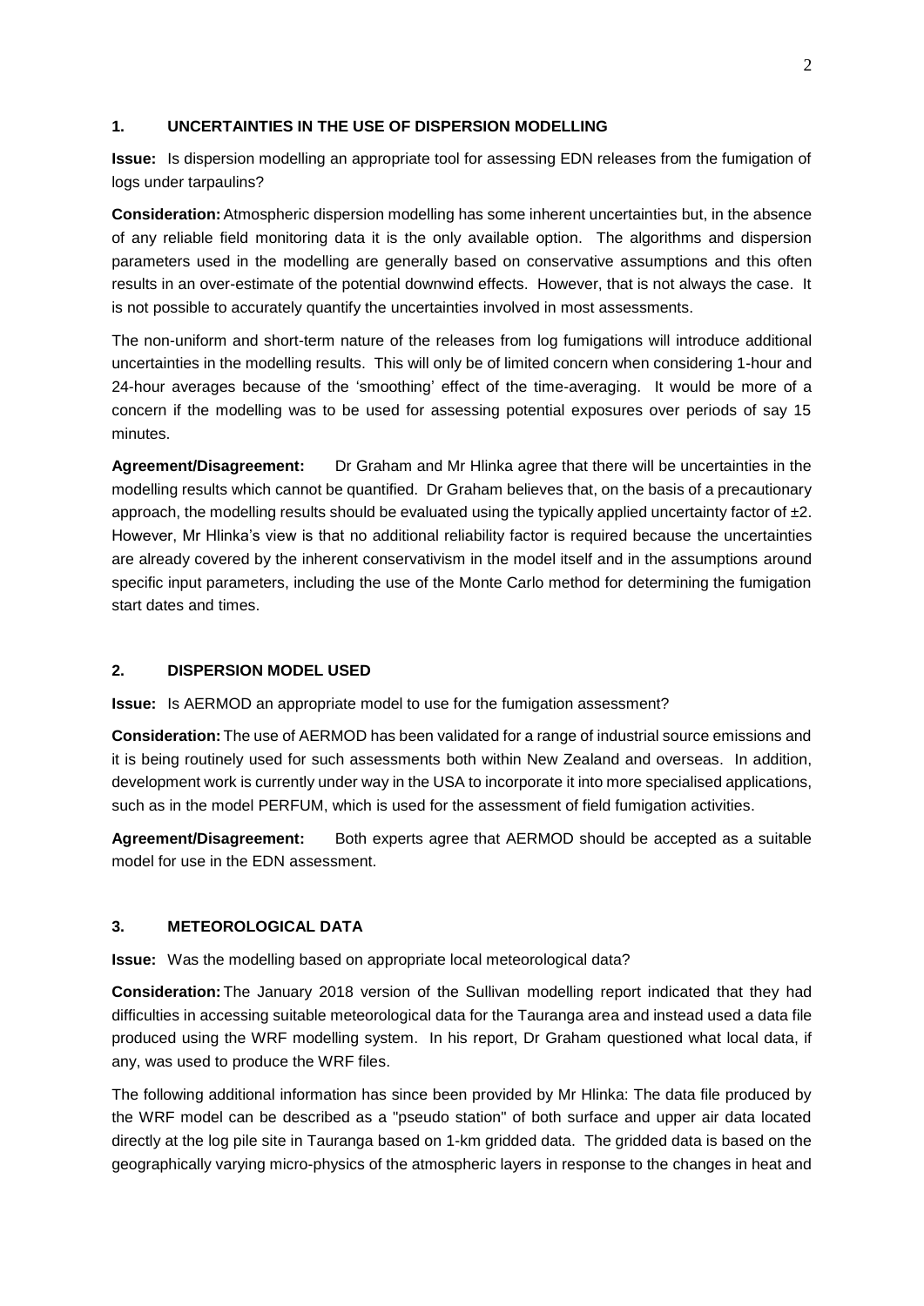## 1. UNCERTAINTIES IN THE USE OF DISPERSION MODELLING

**Issue:** Is dispersion modelling an appropriate tool for assessing EDN releases from the fumigation of logs under tarpaulins?

**Consideration:** Atmospheric dispersion modelling has some inherent uncertainties but, in the absence of any reliable field monitoring data it is the only available option. The algorithms and dispersion parameters used in the modelling are generally based on conservative assumptions and this often results in an over-estimate of the potential downwind effects. However, that is not always the case. It is not possible to accurately quantify the uncertainties involved in most assessments.

The non-uniform and short-term nature of the releases from log fumigations will introduce additional uncertainties in the modelling results. This will only be of limited concern when considering 1-hour and 24-hour averages because of the 'smoothing' effect of the time-averaging. It would be more of a concern if the modelling was to be used for assessing potential exposures over periods of say 15 minutes.

**Agreement/Disagreement:** Dr Graham and Mr Hlinka agree that there will be uncertainties in the modelling results which cannot be quantified. Dr Graham believes that, on the basis of a precautionary approach, the modelling results should be evaluated using the typically applied uncertainty factor of ±2. However, Mr Hlinka's view is that no additional reliability factor is required because the uncertainties are already covered by the inherent conservativism in the model itself and in the assumptions around specific input parameters, including the use of the Monte Carlo method for determining the fumigation start dates and times.

## 2. DISPERSION MODEL USED

**Issue:** Is AERMOD an appropriate model to use for the fumigation assessment?

**Consideration:** The use of AERMOD has been validated for a range of industrial source emissions and it is being routinely used for such assessments both within New Zealand and overseas. In addition, development work is currently under way in the USA to incorporate it into more specialised applications, such as in the model PERFUM, which is used for the assessment of field fumigation activities.

**Agreement/Disagreement:** Both experts agree that AERMOD should be accepted as a suitable model for use in the EDN assessment.

## 3. METEOROLOGICAL DATA

**Issue:** Was the modelling based on appropriate local meteorological data?

**Consideration:** The January 2018 version of the Sullivan modelling report indicated that they had difficulties in accessing suitable meteorological data for the Tauranga area and instead used a data file produced using the WRF modelling system. In his report, Dr Graham questioned what local data, if any, was used to produce the WRF files.

The following additional information has since been provided by Mr Hlinka: The data file produced by the WRF model can be described as a "pseudo station" of both surface and upper air data located directly at the log pile site in Tauranga based on 1-km gridded data. The gridded data is based on the geographically varying micro-physics of the atmospheric layers in response to the changes in heat and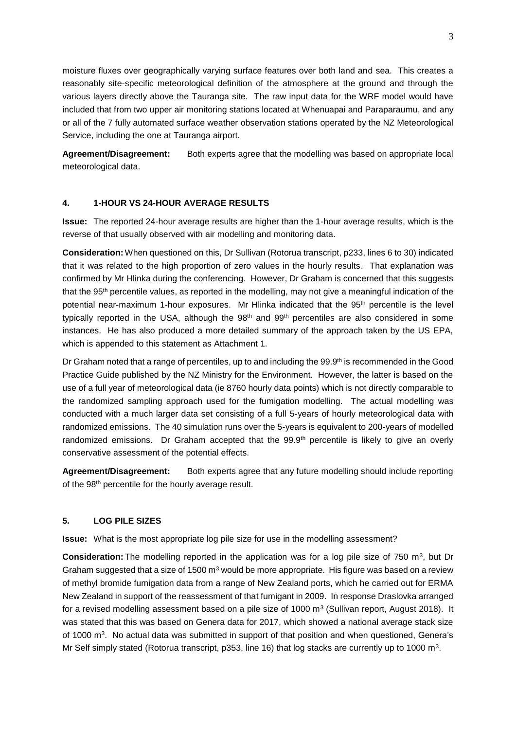moisture fluxes over geographically varying surface features over both land and sea. This creates a reasonably site-specific meteorological definition of the atmosphere at the ground and through the various layers directly above the Tauranga site. The raw input data for the WRF model would have included that from two upper air monitoring stations located at Whenuapai and Paraparaumu, and any or all of the 7 fully automated surface weather observation stations operated by the NZ Meteorological Service, including the one at Tauranga airport.

**Agreement/Disagreement:** Both experts agree that the modelling was based on appropriate local meteorological data.

## 4. 1-HOUR VS 24-HOUR AVERAGE RESULTS

**Issue:** The reported 24-hour average results are higher than the 1-hour average results, which is the reverse of that usually observed with air modelling and monitoring data.

**Consideration:** When questioned on this, Dr Sullivan (Rotorua transcript, p233, lines 6 to 30) indicated that it was related to the high proportion of zero values in the hourly results. That explanation was confirmed by Mr Hlinka during the conferencing. However, Dr Graham is concerned that this suggests that the 95th percentile values, as reported in the modelling, may not give a meaningful indication of the potential near-maximum 1-hour exposures. Mr Hlinka indicated that the 95th percentile is the level typically reported in the USA, although the 98th and 99th percentiles are also considered in some instances. He has also produced a more detailed summary of the approach taken by the US EPA, which is appended to this statement as Attachment 1.

Dr Graham noted that a range of percentiles, up to and including the 99.9th is recommended in the Good Practice Guide published by the NZ Ministry for the Environment. However, the latter is based on the use of a full year of meteorological data (ie 8760 hourly data points) which is not directly comparable to the randomized sampling approach used for the fumigation modelling. The actual modelling was conducted with a much larger data set consisting of a full 5-years of hourly meteorological data with randomized emissions. The 40 simulation runs over the 5-years is equivalent to 200-years of modelled randomized emissions. Dr Graham accepted that the 99.9th percentile is likely to give an overly conservative assessment of the potential effects.

**Agreement/Disagreement:** Both experts agree that any future modelling should include reporting of the 98th percentile for the hourly average result.

## 5. LOG PILE SIZES

**Issue:** What is the most appropriate log pile size for use in the modelling assessment?

**Consideration:** The modelling reported in the application was for a log pile size of 750 $m^3$, but Dr Graham suggested that a size of 1500 $m^3$ would be more appropriate. His figure was based on a review of methyl bromide fumigation data from a range of New Zealand ports, which he carried out for ERMA New Zealand in support of the reassessment of that fumigant in 2009. In response Draslovka arranged for a revised modelling assessment based on a pile size of 1000 $m^3$ (Sullivan report, August 2018). It was stated that this was based on Genera data for 2017, which showed a national average stack size of 1000 $m^3$. No actual data was submitted in support of that position and when questioned, Genera's Mr Self simply stated (Rotorua transcript, p353, line 16) that log stacks are currently up to 1000 $m^3$.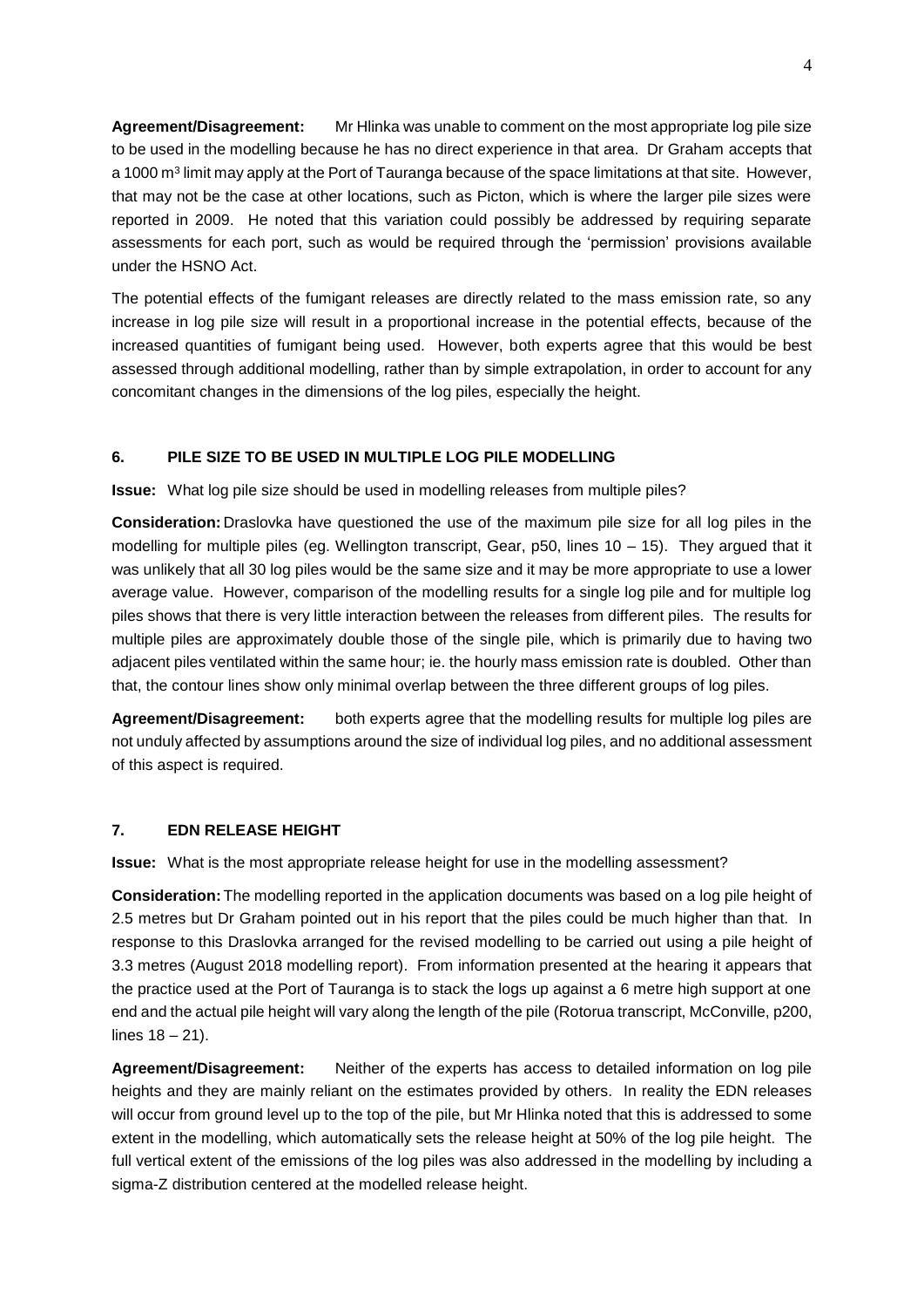**Agreement/Disagreement:** Mr Hlinka was unable to comment on the most appropriate log pile size to be used in the modelling because he has no direct experience in that area. Dr Graham accepts that a 1000 m$^3$ limit may apply at the Port of Tauranga because of the space limitations at that site. However, that may not be the case at other locations, such as Picton, which is where the larger pile sizes were reported in 2009. He noted that this variation could possibly be addressed by requiring separate assessments for each port, such as would be required through the 'permission' provisions available under the HSNO Act.

The potential effects of the fumigant releases are directly related to the mass emission rate, so any increase in log pile size will result in a proportional increase in the potential effects, because of the increased quantities of fumigant being used. However, both experts agree that this would be best assessed through additional modelling, rather than by simple extrapolation, in order to account for any concomitant changes in the dimensions of the log piles, especially the height.

## 6. PILE SIZE TO BE USED IN MULTIPLE LOG PILE MODELLING

**Issue:** What log pile size should be used in modelling releases from multiple piles?

**Consideration:** Draslovka have questioned the use of the maximum pile size for all log piles in the modelling for multiple piles (eg. Wellington transcript, Gear, p50, lines 10 – 15). They argued that it was unlikely that all 30 log piles would be the same size and it may be more appropriate to use a lower average value. However, comparison of the modelling results for a single log pile and for multiple log piles shows that there is very little interaction between the releases from different piles. The results for multiple piles are approximately double those of the single pile, which is primarily due to having two adjacent piles ventilated within the same hour; ie. the hourly mass emission rate is doubled. Other than that, the contour lines show only minimal overlap between the three different groups of log piles.

**Agreement/Disagreement:** both experts agree that the modelling results for multiple log piles are not unduly affected by assumptions around the size of individual log piles, and no additional assessment of this aspect is required.

## 7. EDN RELEASE HEIGHT

**Issue:** What is the most appropriate release height for use in the modelling assessment?

**Consideration:** The modelling reported in the application documents was based on a log pile height of 2.5 metres but Dr Graham pointed out in his report that the piles could be much higher than that. In response to this Draslovka arranged for the revised modelling to be carried out using a pile height of 3.3 metres (August 2018 modelling report). From information presented at the hearing it appears that the practice used at the Port of Tauranga is to stack the logs up against a 6 metre high support at one end and the actual pile height will vary along the length of the pile (Rotorua transcript, McConville, p200, lines 18 – 21).

**Agreement/Disagreement:** Neither of the experts has access to detailed information on log pile heights and they are mainly reliant on the estimates provided by others. In reality the EDN releases will occur from ground level up to the top of the pile, but Mr Hlinka noted that this is addressed to some extent in the modelling, which automatically sets the release height at 50% of the log pile height. The full vertical extent of the emissions of the log piles was also addressed in the modelling by including a sigma-Z distribution centered at the modelled release height.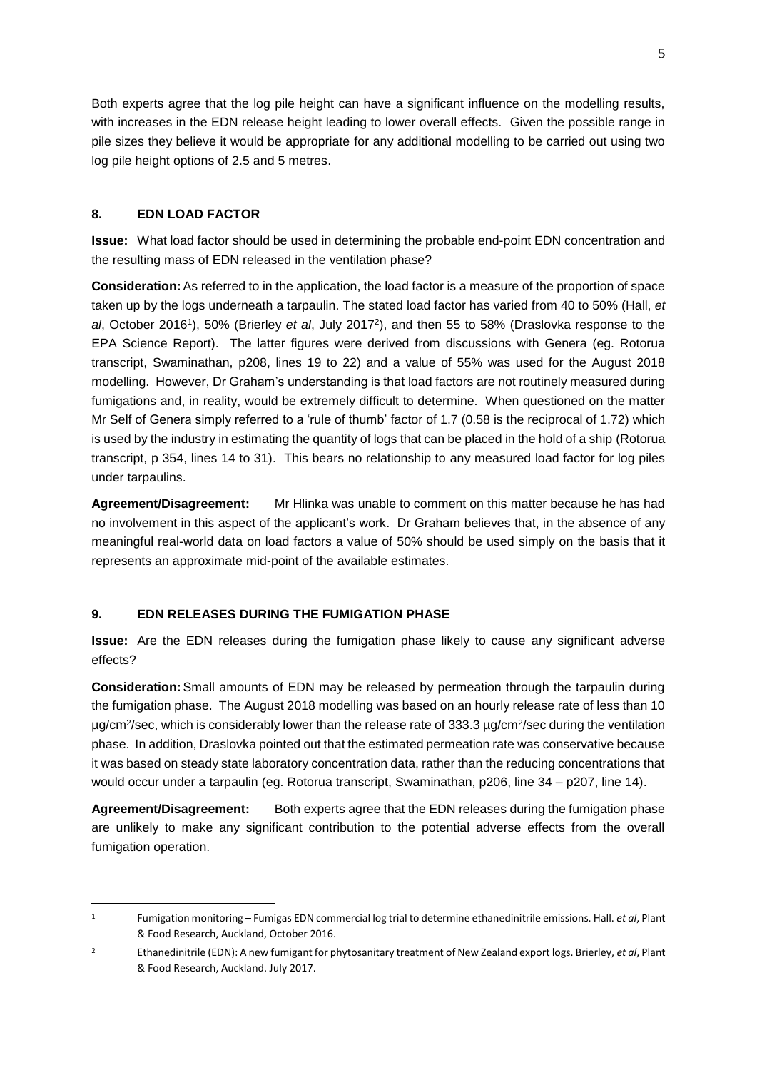Both experts agree that the log pile height can have a significant influence on the modelling results, with increases in the EDN release height leading to lower overall effects. Given the possible range in pile sizes they believe it would be appropriate for any additional modelling to be carried out using two log pile height options of 2.5 and 5 metres.

## 8. EDN LOAD FACTOR

**Issue:** What load factor should be used in determining the probable end-point EDN concentration and the resulting mass of EDN released in the ventilation phase?

**Consideration:** As referred to in the application, the load factor is a measure of the proportion of space taken up by the logs underneath a tarpaulin. The stated load factor has varied from 40 to 50% (Hall, *et al*, October 2016[1]), 50% (Brierley *et al*, July 2017[2]), and then 55 to 58% (Draslovka response to the EPA Science Report). The latter figures were derived from discussions with Genera (eg. Rotorua transcript, Swaminathan, p208, lines 19 to 22) and a value of 55% was used for the August 2018 modelling. However, Dr Graham's understanding is that load factors are not routinely measured during fumigations and, in reality, would be extremely difficult to determine. When questioned on the matter Mr Self of Genera simply referred to a 'rule of thumb' factor of 1.7 (0.58 is the reciprocal of 1.72) which is used by the industry in estimating the quantity of logs that can be placed in the hold of a ship (Rotorua transcript, p 354, lines 14 to 31). This bears no relationship to any measured load factor for log piles under tarpaulins.

**Agreement/Disagreement:** Mr Hlinka was unable to comment on this matter because he has had no involvement in this aspect of the applicant's work. Dr Graham believes that, in the absence of any meaningful real-world data on load factors a value of 50% should be used simply on the basis that it represents an approximate mid-point of the available estimates.

## 9. EDN RELEASES DURING THE FUMIGATION PHASE

**Issue:** Are the EDN releases during the fumigation phase likely to cause any significant adverse effects?

**Consideration:** Small amounts of EDN may be released by permeation through the tarpaulin during the fumigation phase. The August 2018 modelling was based on an hourly release rate of less than 10 $\mu g/cm^2/sec$, which is considerably lower than the release rate of 333.3 $\mu g/cm^2/sec$ during the ventilation phase. In addition, Draslovka pointed out that the estimated permeation rate was conservative because it was based on steady state laboratory concentration data, rather than the reducing concentrations that would occur under a tarpaulin (eg. Rotorua transcript, Swaminathan, p206, line 34 – p207, line 14).

**Agreement/Disagreement:** Both experts agree that the EDN releases during the fumigation phase are unlikely to make any significant contribution to the potential adverse effects from the overall fumigation operation.

---

[1] Fumigation monitoring – Fumigas EDN commercial log trial to determine ethanedinitrile emissions. Hall. *et al*, Plant & Food Research, Auckland, October 2016.

[2] Ethanedinitrile (EDN): A new fumigant for phytosanitary treatment of New Zealand export logs. Brierley, *et al*, Plant & Food Research, Auckland. July 2017.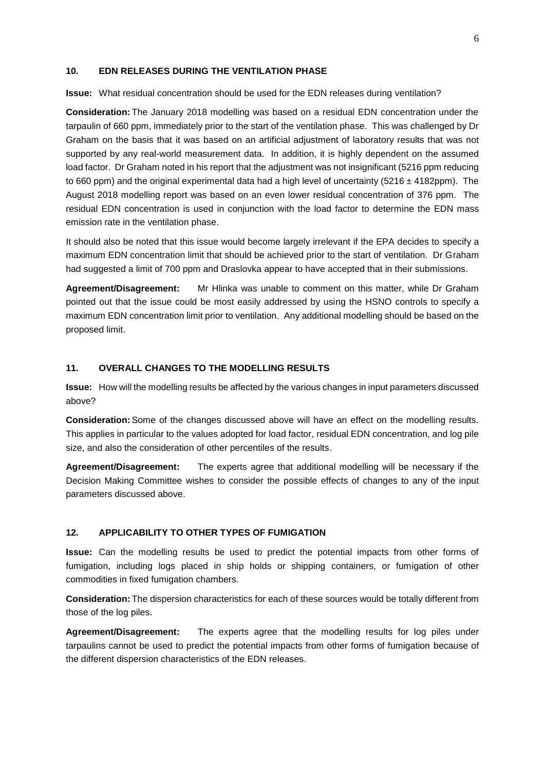## 10. EDN RELEASES DURING THE VENTILATION PHASE

**Issue:** What residual concentration should be used for the EDN releases during ventilation?

**Consideration:** The January 2018 modelling was based on a residual EDN concentration under the tarpaulin of 660 ppm, immediately prior to the start of the ventilation phase. This was challenged by Dr Graham on the basis that it was based on an artificial adjustment of laboratory results that was not supported by any real-world measurement data. In addition, it is highly dependent on the assumed load factor. Dr Graham noted in his report that the adjustment was not insignificant (5216 ppm reducing to 660 ppm) and the original experimental data had a high level of uncertainty (5216 ± 4182ppm). The August 2018 modelling report was based on an even lower residual concentration of 376 ppm. The residual EDN concentration is used in conjunction with the load factor to determine the EDN mass emission rate in the ventilation phase.

It should also be noted that this issue would become largely irrelevant if the EPA decides to specify a maximum EDN concentration limit that should be achieved prior to the start of ventilation. Dr Graham had suggested a limit of 700 ppm and Draslovka appear to have accepted that in their submissions.

**Agreement/Disagreement:** Mr Hlinka was unable to comment on this matter, while Dr Graham pointed out that the issue could be most easily addressed by using the HSNO controls to specify a maximum EDN concentration limit prior to ventilation. Any additional modelling should be based on the proposed limit.

## 11. OVERALL CHANGES TO THE MODELLING RESULTS

**Issue:** How will the modelling results be affected by the various changes in input parameters discussed above?

**Consideration:** Some of the changes discussed above will have an effect on the modelling results. This applies in particular to the values adopted for load factor, residual EDN concentration, and log pile size, and also the consideration of other percentiles of the results.

**Agreement/Disagreement:** The experts agree that additional modelling will be necessary if the Decision Making Committee wishes to consider the possible effects of changes to any of the input parameters discussed above.

## 12. APPLICABILITY TO OTHER TYPES OF FUMIGATION

**Issue:** Can the modelling results be used to predict the potential impacts from other forms of fumigation, including logs placed in ship holds or shipping containers, or fumigation of other commodities in fixed fumigation chambers.

**Consideration:** The dispersion characteristics for each of these sources would be totally different from those of the log piles.

**Agreement/Disagreement:** The experts agree that the modelling results for log piles under tarpaulins cannot be used to predict the potential impacts from other forms of fumigation because of the different dispersion characteristics of the EDN releases.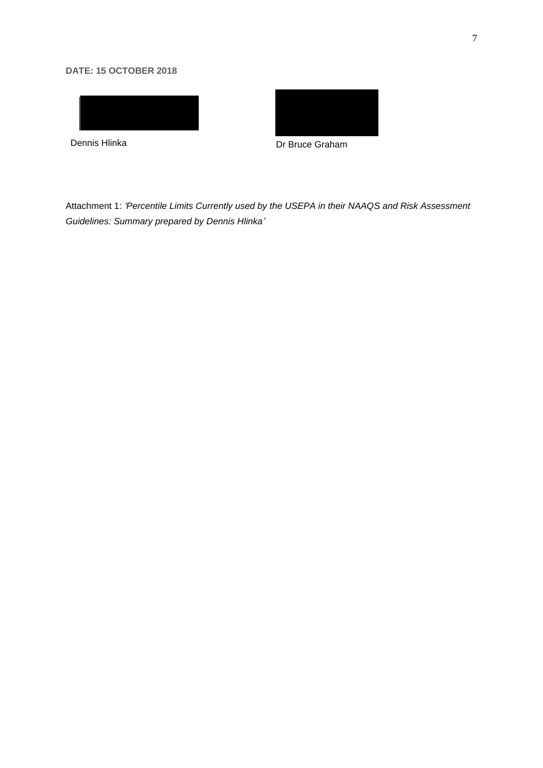**DATE: 15 OCTOBER 2018**

Dennis Hlinka

Dr Bruce Graham

Attachment 1: *'Percentile Limits Currently used by the USEPA in their NAAQS and Risk Assessment Guidelines: Summary prepared by Dennis Hlinka'*